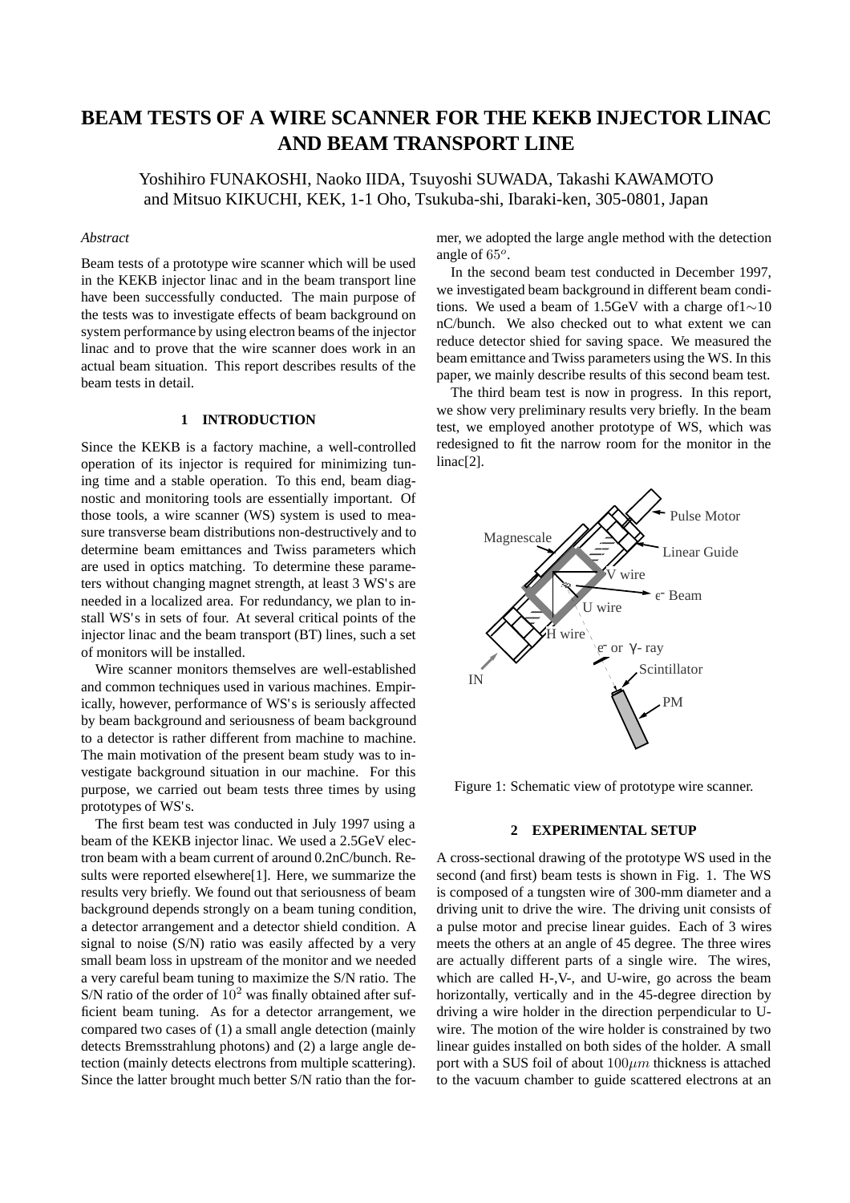# BEAM TESTS OF A WIRE SCANNER FOR THE KEKB INJECTOR LINAC AND BEAM TRANSPORT LINE

Yoshihiro FUNAKOSHI, Naoko IIDA, Tsuyoshi SUWADA, Takashi KAWAMOTO and Mitsuo KIKUCHI, KEK, 1-1 Oho, Tsukuba-shi, Ibaraki-ken, 305-0801, Japan

*Abstract*

Beam tests of a prototype wire scanner which will be used in the KEKB injector linac and in the beam transport line have been successfully conducted. The main purpose of the tests was to investigate effects of beam background on system performance by using electron beams of the injector linac and to prove that the wire scanner does work in an actual beam situation. This report describes results of the beam tests in detail.

## 1 INTRODUCTION

Since the KEKB is a factory machine, a well-controlled operation of its injector is required for minimizing tuning time and a stable operation. To this end, beam diagnostic and monitoring tools are essentially important. Of those tools, a wire scanner (WS) system is used to measure transverse beam distributions non-destructively and to determine beam emittances and Twiss parameters which are used in optics matching. To determine these parameters without changing magnet strength, at least 3 WS's are needed in a localized area. For redundancy, we plan to install WS's in sets of four. At several critical points of the injector linac and the beam transport (BT) lines, such a set of monitors will be installed.

Wire scanner monitors themselves are well-established and common techniques used in various machines. Empirically, however, performance of WS's is seriously affected by beam background and seriousness of beam background to a detector is rather different from machine to machine. The main motivation of the present beam study was to investigate background situation in our machine. For this purpose, we carried out beam tests three times by using prototypes of WS's.

The first beam test was conducted in July 1997 using a beam of the KEKB injector linac. We used a 2.5GeV electron beam with a beam current of around 0.2nC/bunch. Results were reported elsewhere[1]. Here, we summarize the results very briefly. We found out that seriousness of beam background depends strongly on a beam tuning condition, a detector arrangement and a detector shield condition. A signal to noise (S/N) ratio was easily affected by a very small beam loss in upstream of the monitor and we needed a very careful beam tuning to maximize the S/N ratio. The S/N ratio of the order of $10^2$ was finally obtained after sufficient beam tuning. As for a detector arrangement, we compared two cases of (1) a small angle detection (mainly detects Bremsstrahlung photons) and (2) a large angle detection (mainly detects electrons from multiple scattering). Since the latter brought much better S/N ratio than the former, we adopted the large angle method with the detection angle of $65^o$.

In the second beam test conducted in December 1997, we investigated beam background in different beam conditions. We used a beam of 1.5GeV with a charge of1$\sim$10 nC/bunch. We also checked out to what extent we can reduce detector shied for saving space. We measured the beam emittance and Twiss parameters using the WS. In this paper, we mainly describe results of this second beam test.

The third beam test is now in progress. In this report, we show very preliminary results very briefly. In the beam test, we employed another prototype of WS, which was redesigned to fit the narrow room for the monitor in the linac[2].

Figure 1: Schematic view of prototype wire scanner.

## 2 EXPERIMENTAL SETUP

A cross-sectional drawing of the prototype WS used in the second (and first) beam tests is shown in Fig. 1. The WS is composed of a tungsten wire of 300-mm diameter and a driving unit to drive the wire. The driving unit consists of a pulse motor and precise linear guides. Each of 3 wires meets the others at an angle of 45 degree. The three wires are actually different parts of a single wire. The wires, which are called H-,V-, and U-wire, go across the beam horizontally, vertically and in the 45-degree direction by driving a wire holder in the direction perpendicular to U-wire. The motion of the wire holder is constrained by two linear guides installed on both sides of the holder. A small port with a SUS foil of about $100\mu m$ thickness is attached to the vacuum chamber to guide scattered electrons at an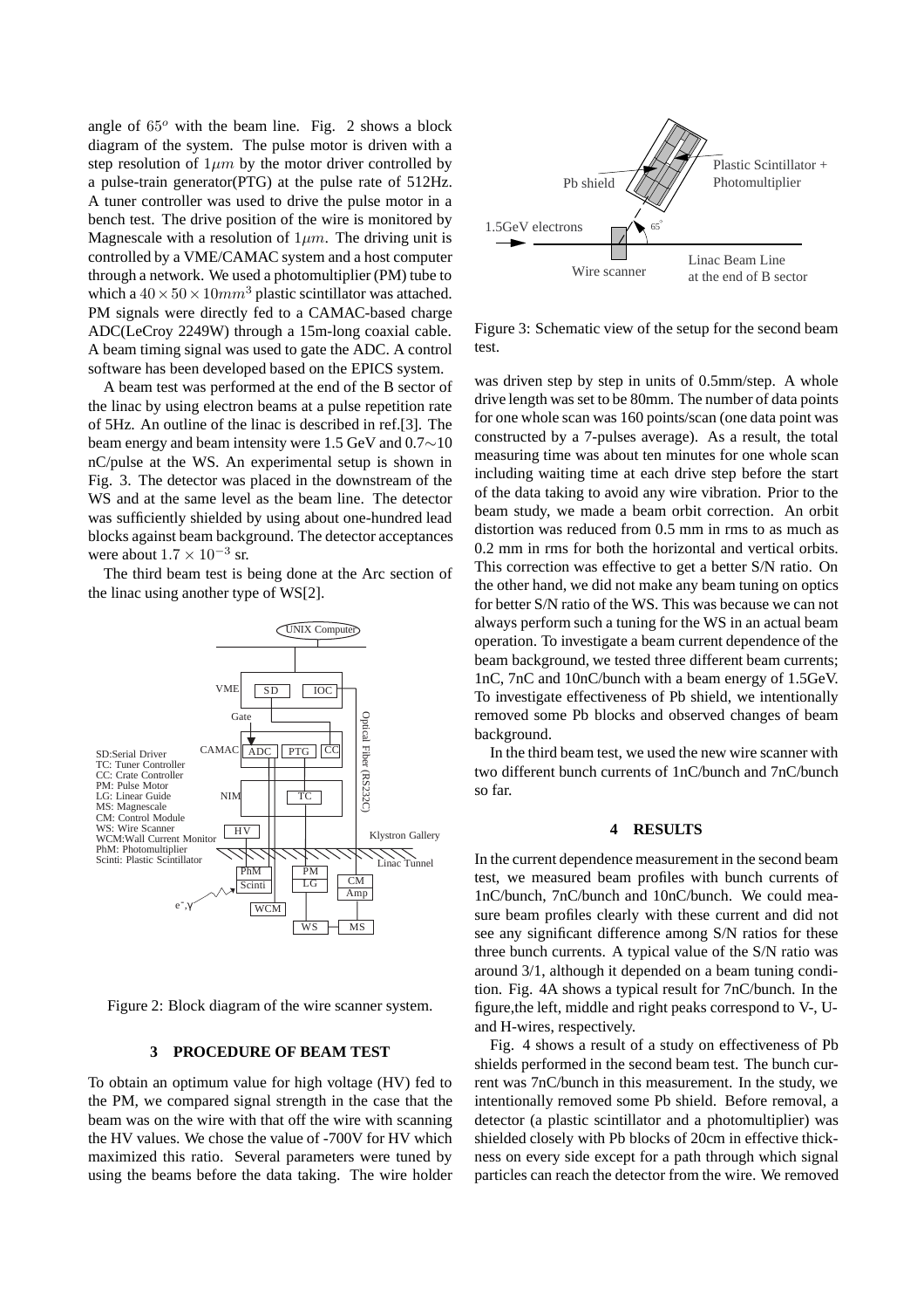angle of $65^o$ with the beam line. Fig. 2 shows a block diagram of the system. The pulse motor is driven with a step resolution of $1\mu m$ by the motor driver controlled by a pulse-train generator(PTG) at the pulse rate of 512Hz. A tuner controller was used to drive the pulse motor in a bench test. The drive position of the wire is monitored by Magnescale with a resolution of $1\mu m$. The driving unit is controlled by a VME/CAMAC system and a host computer through a network. We used a photomultiplier (PM) tube to which a $40 \times 50 \times 10 mm^3$ plastic scintillator was attached. PM signals were directly fed to a CAMAC-based charge ADC(LeCroy 2249W) through a 15m-long coaxial cable. A beam timing signal was used to gate the ADC. A control software has been developed based on the EPICS system.

A beam test was performed at the end of the B sector of the linac by using electron beams at a pulse repetition rate of 5Hz. An outline of the linac is described in ref.[3]. The beam energy and beam intensity were 1.5 GeV and 0.7∼10 nC/pulse at the WS. An experimental setup is shown in Fig. 3. The detector was placed in the downstream of the WS and at the same level as the beam line. The detector was sufficiently shielded by using about one-hundred lead blocks against beam background. The detector acceptances were about $1.7 \times 10^{-3}$ sr.

The third beam test is being done at the Arc section of the linac using another type of WS[2].

Figure 2: Block diagram of the wire scanner system.

## 3 PROCEDURE OF BEAM TEST

To obtain an optimum value for high voltage (HV) fed to the PM, we compared signal strength in the case that the beam was on the wire with that off the wire with scanning the HV values. We chose the value of -700V for HV which maximized this ratio. Several parameters were tuned by using the beams before the data taking. The wire holder was driven step by step in units of 0.5mm/step. A whole drive length was set to be 80mm. The number of data points for one whole scan was 160 points/scan (one data point was constructed by a 7-pulses average). As a result, the total measuring time was about ten minutes for one whole scan including waiting time at each drive step before the start of the data taking to avoid any wire vibration. Prior to the beam study, we made a beam orbit correction. An orbit distortion was reduced from 0.5 mm in rms to as much as 0.2 mm in rms for both the horizontal and vertical orbits. This correction was effective to get a better S/N ratio. On the other hand, we did not make any beam tuning on optics for better S/N ratio of the WS. This was because we can not always perform such a tuning for the WS in an actual beam operation. To investigate a beam current dependence of the beam background, we tested three different beam currents; 1nC, 7nC and 10nC/bunch with a beam energy of 1.5GeV. To investigate effectiveness of Pb shield, we intentionally removed some Pb blocks and observed changes of beam background.

Figure 3: Schematic view of the setup for the second beam test.

In the third beam test, we used the new wire scanner with two different bunch currents of 1nC/bunch and 7nC/bunch so far.

## 4 RESULTS

In the current dependence measurement in the second beam test, we measured beam profiles with bunch currents of 1nC/bunch, 7nC/bunch and 10nC/bunch. We could measure beam profiles clearly with these current and did not see any significant difference among S/N ratios for these three bunch currents. A typical value of the S/N ratio was around 3/1, although it depended on a beam tuning condition. Fig. 4A shows a typical result for 7nC/bunch. In the figure,the left, middle and right peaks correspond to V-, U- and H-wires, respectively.

Fig. 4 shows a result of a study on effectiveness of Pb shields performed in the second beam test. The bunch current was 7nC/bunch in this measurement. In the study, we intentionally removed some Pb shield. Before removal, a detector (a plastic scintillator and a photomultiplier) was shielded closely with Pb blocks of 20cm in effective thickness on every side except for a path through which signal particles can reach the detector from the wire. We removed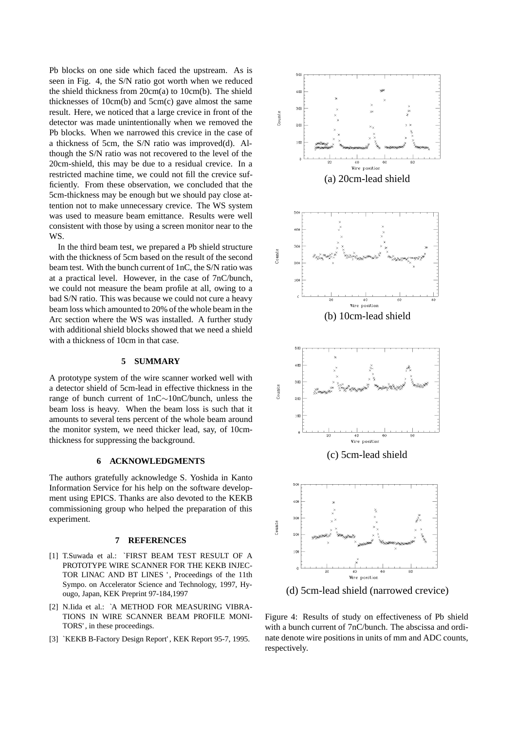Pb blocks on one side which faced the upstream. As is seen in Fig. 4, the S/N ratio got worth when we reduced the shield thickness from 20cm(a) to 10cm(b). The shield thicknesses of 10cm(b) and 5cm(c) gave almost the same result. Here, we noticed that a large crevice in front of the detector was made unintentionally when we removed the Pb blocks. When we narrowed this crevice in the case of a thickness of 5cm, the S/N ratio was improved(d). Although the S/N ratio was not recovered to the level of the 20cm-shield, this may be due to a residual crevice. In a restricted machine time, we could not fill the crevice sufficiently. From these observation, we concluded that the 5cm-thickness may be enough but we should pay close attention not to make unnecessary crevice. The WS system was used to measure beam emittance. Results were well consistent with those by using a screen monitor near to the WS.

In the third beam test, we prepared a Pb shield structure with the thickness of 5cm based on the result of the second beam test. With the bunch current of 1nC, the S/N ratio was at a practical level. However, in the case of 7nC/bunch, we could not measure the beam profile at all, owing to a bad S/N ratio. This was because we could not cure a heavy beam loss which amounted to 20% of the whole beam in the Arc section where the WS was installed. A further study with additional shield blocks showed that we need a shield with a thickness of 10cm in that case.

## 5 SUMMARY

A prototype system of the wire scanner worked well with a detector shield of 5cm-lead in effective thickness in the range of bunch current of 1nC$\sim$10nC/bunch, unless the beam loss is heavy. When the beam loss is such that it amounts to several tens percent of the whole beam around the monitor system, we need thicker lead, say, of 10cm-thickness for suppressing the background.

## 6 ACKNOWLEDGMENTS

The authors gratefully acknowledge S. Yoshida in Kanto Information Service for his help on the software development using EPICS. Thanks are also devoted to the KEKB commissioning group who helped the preparation of this experiment.

## 7 REFERENCES

[1] T.Suwada et al.: `FIRST BEAM TEST RESULT OF A PROTOTYPE WIRE SCANNER FOR THE KEKB INJECTOR LINAC AND BT LINES ', Proceedings of the 11th Sympo. on Accelerator Science and Technology, 1997, Hyougo, Japan, KEK Preprint 97-184,1997

[2] N.Iida et al.: `A METHOD FOR MEASURING VIBRATIONS IN WIRE SCANNER BEAM PROFILE MONITORS', in these proceedings.

[3] `KEKB B-Factory Design Report', KEK Report 95-7, 1995.

Counts
500
400
300
200
100
0
20
40
60
80
Wire position

(a) 20cm-lead shield

Counts
500
400
300
200
100
0
20
40
60
80
Wire position

(b) 10cm-lead shield

Counts
500
400
300
200
100
0
20
40
60
80
Wire position

(c) 5cm-lead shield

Counts
500
400
300
200
100
0
20
40
60
80
Wire position

(d) 5cm-lead shield (narrowed crevice)

Figure 4: Results of study on effectiveness of Pb shield with a bunch current of 7nC/bunch. The abscissa and ordinate denote wire positions in units of mm and ADC counts, respectively.